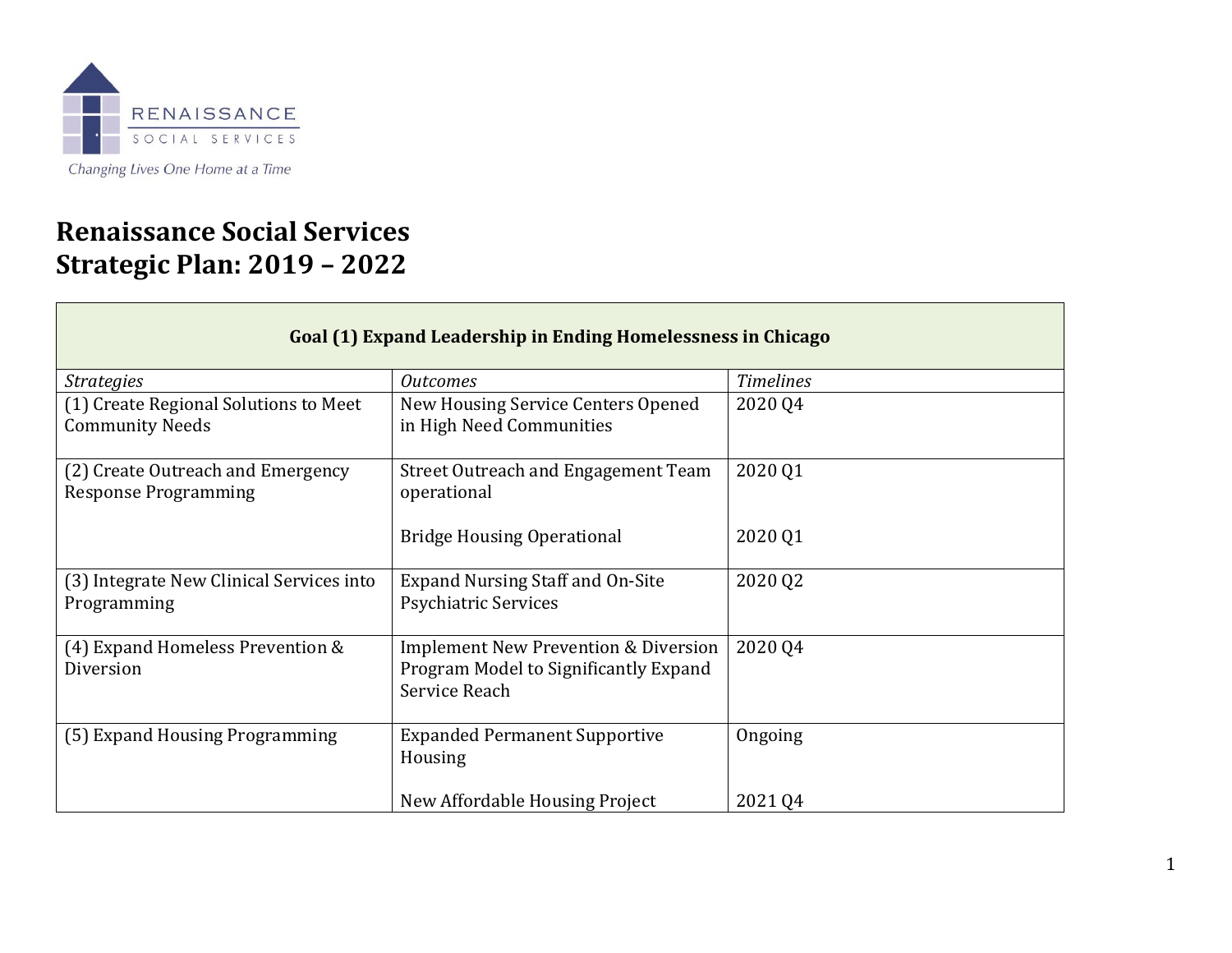RENAISSANCE
SOCIAL SERVICES
Changing Lives One Home at a Time

# Renaissance Social Services
# Strategic Plan: 2019 – 2022

| **Goal (1) Expand Leadership in Ending Homelessness in Chicago** | | |
|---|---|---|
| *Strategies* | *Outcomes* | *Timelines* |
| (1) Create Regional Solutions to Meet Community Needs | New Housing Service Centers Opened in High Need Communities | 2020 Q4 |
| (2) Create Outreach and Emergency Response Programming | Street Outreach and Engagement Team operational<br><br>Bridge Housing Operational | 2020 Q1<br><br>2020 Q1 |
| (3) Integrate New Clinical Services into Programming | Expand Nursing Staff and On-Site Psychiatric Services | 2020 Q2 |
| (4) Expand Homeless Prevention & Diversion | Implement New Prevention & Diversion Program Model to Significantly Expand Service Reach | 2020 Q4 |
| (5) Expand Housing Programming | Expanded Permanent Supportive Housing<br><br>New Affordable Housing Project | Ongoing<br><br>2021 Q4 |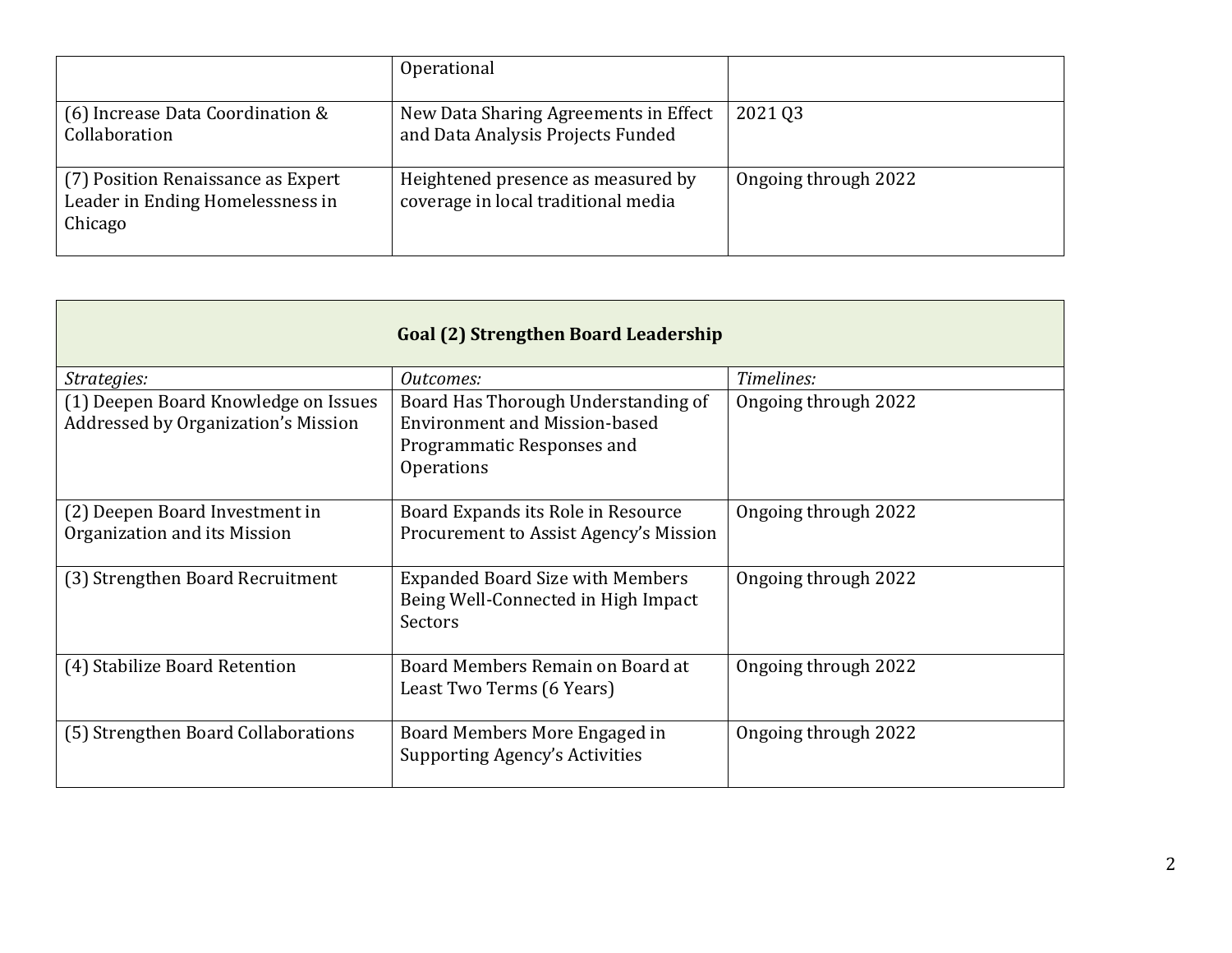| | | |
|---|---|---|
| | Operational | |
| (6) Increase Data Coordination & Collaboration | New Data Sharing Agreements in Effect and Data Analysis Projects Funded | 2021 Q3 |
| (7) Position Renaissance as Expert Leader in Ending Homelessness in Chicago | Heightened presence as measured by coverage in local traditional media | Ongoing through 2022 |

| **Goal (2) Strengthen Board Leadership** | | |
|---|---|---|
| *Strategies:* | *Outcomes:* | *Timelines:* |
| (1) Deepen Board Knowledge on Issues Addressed by Organization's Mission | Board Has Thorough Understanding of Environment and Mission-based Programmatic Responses and Operations | Ongoing through 2022 |
| (2) Deepen Board Investment in Organization and its Mission | Board Expands its Role in Resource Procurement to Assist Agency's Mission | Ongoing through 2022 |
| (3) Strengthen Board Recruitment | Expanded Board Size with Members Being Well-Connected in High Impact Sectors | Ongoing through 2022 |
| (4) Stabilize Board Retention | Board Members Remain on Board at Least Two Terms (6 Years) | Ongoing through 2022 |
| (5) Strengthen Board Collaborations | Board Members More Engaged in Supporting Agency's Activities | Ongoing through 2022 |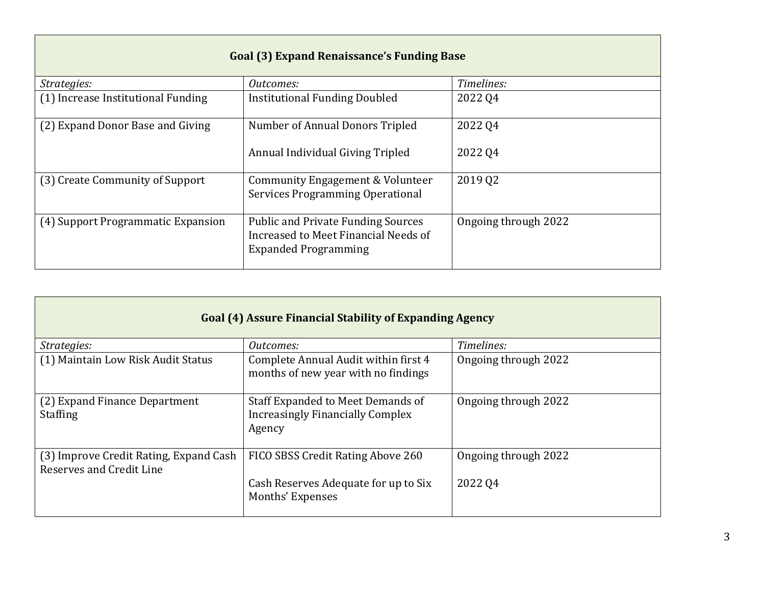| Goal (3) Expand Renaissance's Funding Base | | |
|---|---|---|
| *Strategies:* | *Outcomes:* | *Timelines:* |
| (1) Increase Institutional Funding | Institutional Funding Doubled | 2022 Q4 |
| (2) Expand Donor Base and Giving | Number of Annual Donors Tripled<br><br>Annual Individual Giving Tripled | 2022 Q4<br><br>2022 Q4 |
| (3) Create Community of Support | Community Engagement & Volunteer Services Programming Operational | 2019 Q2 |
| (4) Support Programmatic Expansion | Public and Private Funding Sources Increased to Meet Financial Needs of Expanded Programming | Ongoing through 2022 |

| Goal (4) Assure Financial Stability of Expanding Agency | | |
|---|---|---|
| *Strategies:* | *Outcomes:* | *Timelines:* |
| (1) Maintain Low Risk Audit Status | Complete Annual Audit within first 4 months of new year with no findings | Ongoing through 2022 |
| (2) Expand Finance Department Staffing | Staff Expanded to Meet Demands of Increasingly Financially Complex Agency | Ongoing through 2022 |
| (3) Improve Credit Rating, Expand Cash Reserves and Credit Line | FICO SBSS Credit Rating Above 260<br><br>Cash Reserves Adequate for up to Six Months' Expenses | Ongoing through 2022<br><br>2022 Q4 |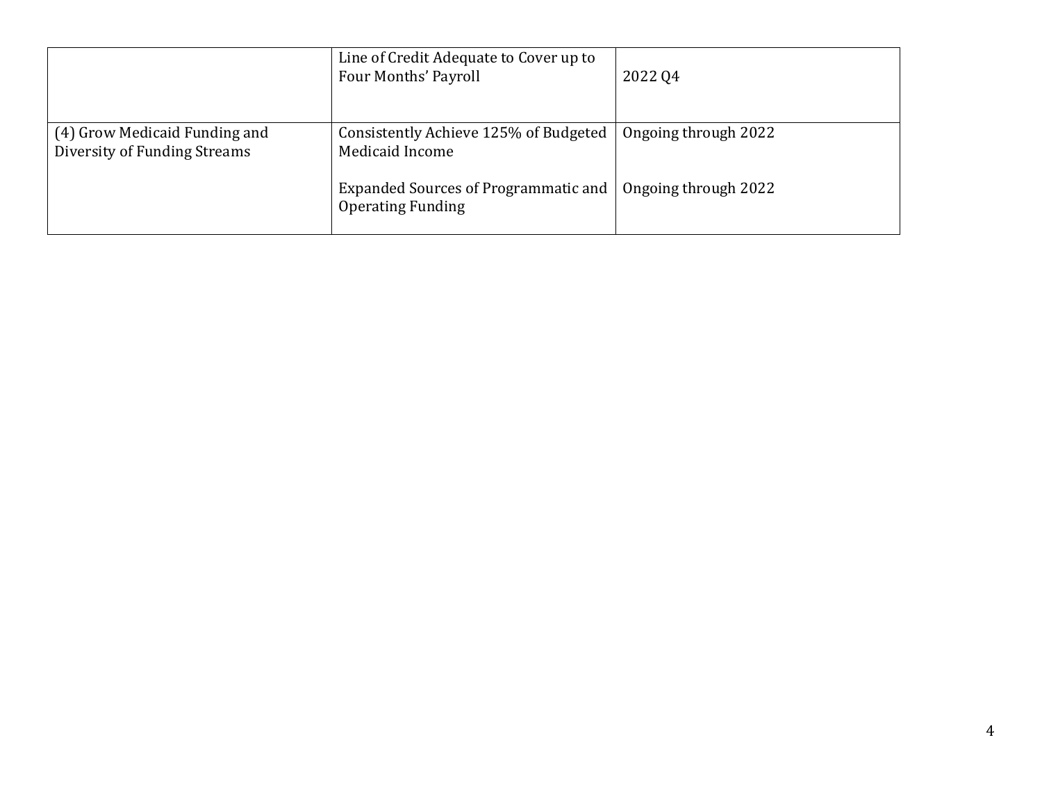| | | |
|---|---|---|
| | Line of Credit Adequate to Cover up to Four Months' Payroll | 2022 Q4 |
| (4) Grow Medicaid Funding and Diversity of Funding Streams | Consistently Achieve 125% of Budgeted Medicaid Income<br><br>Expanded Sources of Programmatic and Operating Funding | Ongoing through 2022<br><br>Ongoing through 2022 |